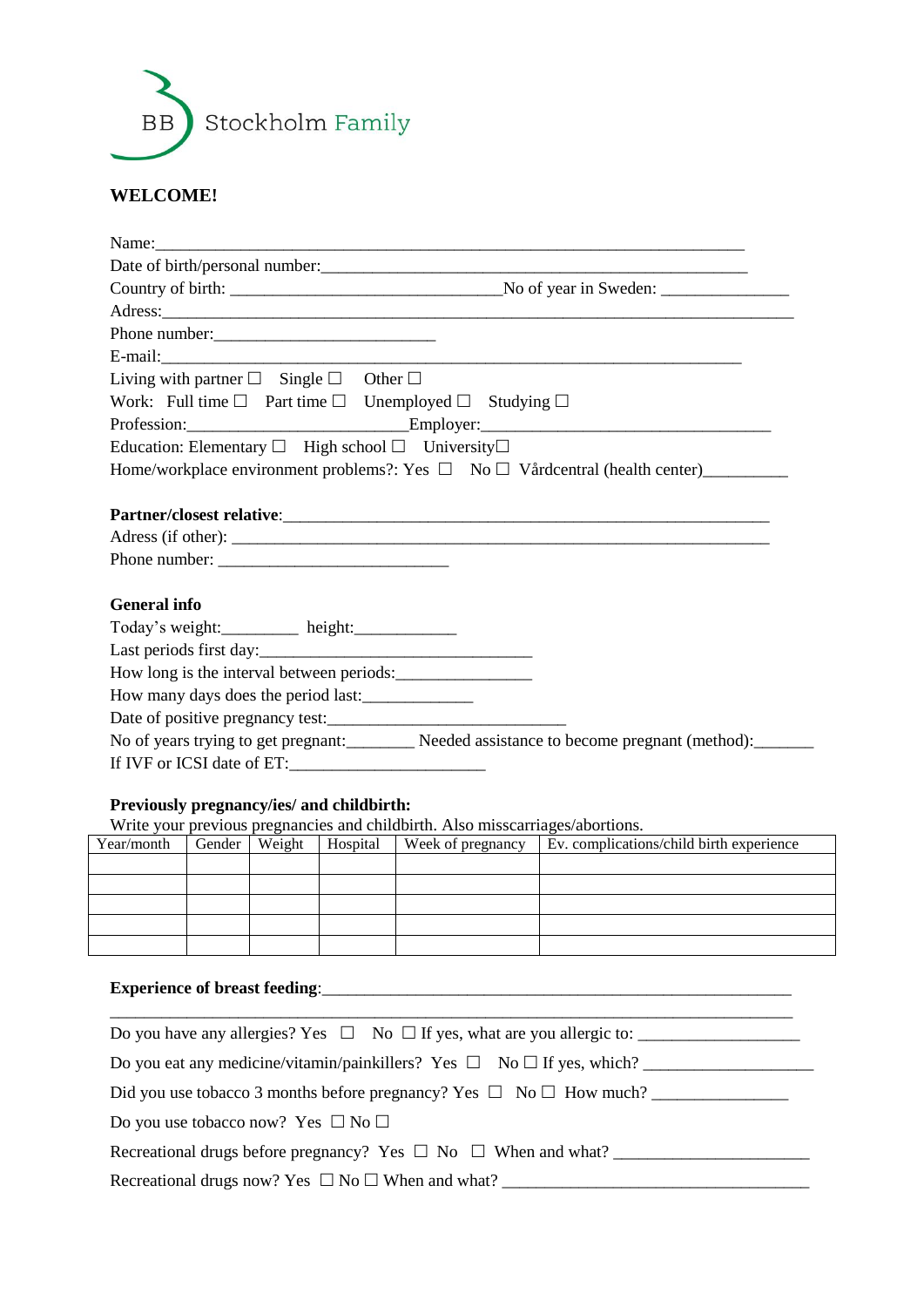BB Stockholm Family

**WELCOME!**

Name:___________________________________________________________________

Date of birth/personal number:_____________________________________________

Country of birth: ______________________________No of year in Sweden: ______________

Adress:______________________________________________________________________

Phone number:_________________________

E-mail:_________________________________________________________________

Living with partner ☐ Single ☐ Other ☐

Work: Full time ☐ Part time ☐ Unemployed ☐ Studying ☐

Profession:_________________________Employer:_________________________________

Education: Elementary ☐ High school ☐ University☐

Home/workplace environment problems?: Yes ☐ No ☐ Vårdcentral (health center)_________

**Partner/closest relative**:_______________________________________________________

Adress (if other): ____________________________________________________________

Phone number: ___________________________

**General info**

Today's weight:_________ height:____________

Last periods first day:_______________________________

How long is the interval between periods:________________

How many days does the period last:_____________

Date of positive pregnancy test:____________________________

No of years trying to get pregnant:________ Needed assistance to become pregnant (method):_______

If IVF or ICSI date of ET:_______________________

**Previously pregnancy/ies/ and childbirth:**

Write your previous pregnancies and childbirth. Also misscarriages/abortions.

| Year/month | Gender | Weight | Hospital | Week of pregnancy | Ev. complications/child birth experience |
|---|---|---|---|---|---|
| | | | | | |
| | | | | | |
| | | | | | |
| | | | | | |
| | | | | | |

**Experience of breast feeding**:_______________________________________________________

_______________________________________________________________________________

Do you have any allergies? Yes ☐ No ☐ If yes, what are you allergic to: __________________

Do you eat any medicine/vitamin/painkillers? Yes ☐ No ☐ If yes, which? ___________________

Did you use tobacco 3 months before pregnancy? Yes ☐ No ☐ How much? _______________

Do you use tobacco now? Yes ☐ No ☐

Recreational drugs before pregnancy? Yes ☐ No ☐ When and what? ______________________

Recreational drugs now? Yes ☐ No ☐ When and what? ___________________________________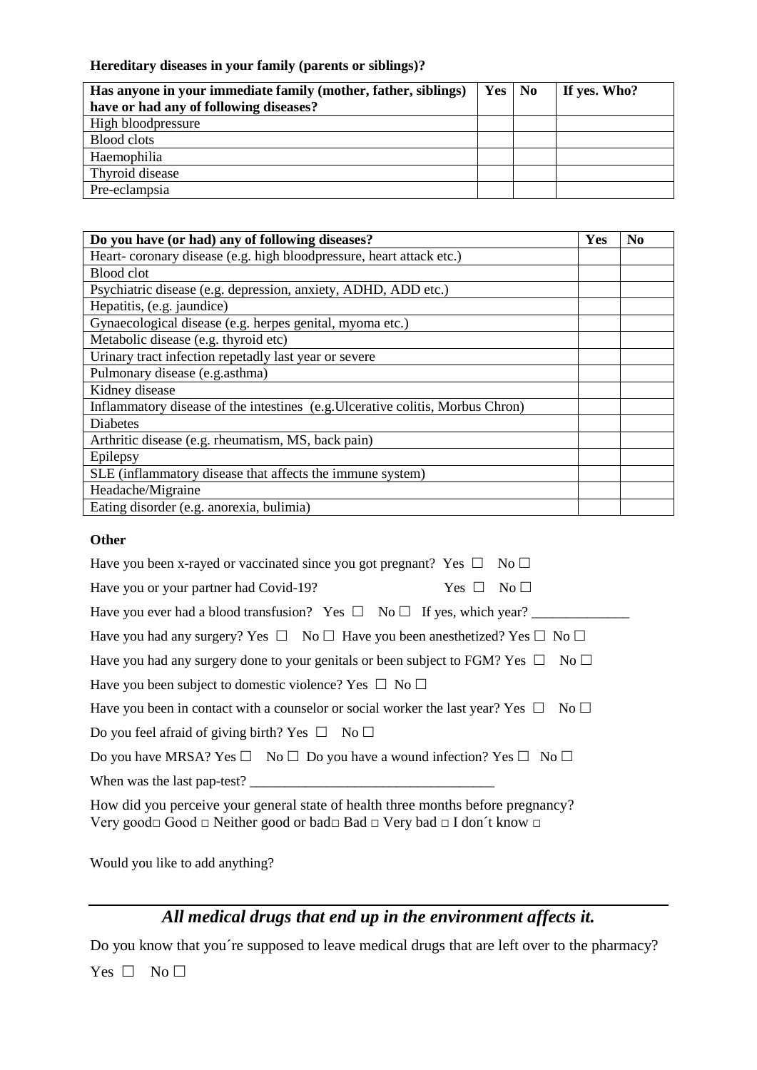**Hereditary diseases in your family (parents or siblings)?**

| Has anyone in your immediate family (mother, father, siblings) have or had any of following diseases? | Yes | No | If yes. Who? |
|---|---|---|---|
| High bloodpressure | | | |
| Blood clots | | | |
| Haemophilia | | | |
| Thyroid disease | | | |
| Pre-eclampsia | | | |

| Do you have (or had) any of following diseases? | Yes | No |
|---|---|---|
| Heart- coronary disease (e.g. high bloodpressure, heart attack etc.) | | |
| Blood clot | | |
| Psychiatric disease (e.g. depression, anxiety, ADHD, ADD etc.) | | |
| Hepatitis, (e.g. jaundice) | | |
| Gynaecological disease (e.g. herpes genital, myoma etc.) | | |
| Metabolic disease (e.g. thyroid etc) | | |
| Urinary tract infection repetadly last year or severe | | |
| Pulmonary disease (e.g.asthma) | | |
| Kidney disease | | |
| Inflammatory disease of the intestines (e.g.Ulcerative colitis, Morbus Chron) | | |
| Diabetes | | |
| Arthritic disease (e.g. rheumatism, MS, back pain) | | |
| Epilepsy | | |
| SLE (inflammatory disease that affects the immune system) | | |
| Headache/Migraine | | |
| Eating disorder (e.g. anorexia, bulimia) | | |

**Other**

Have you been x-rayed or vaccinated since you got pregnant? Yes ☐ No ☐

Have you or your partner had Covid-19? Yes ☐ No ☐

Have you ever had a blood transfusion? Yes ☐ No ☐ If yes, which year? ______________

Have you had any surgery? Yes ☐ No ☐ Have you been anesthetized? Yes ☐ No ☐

Have you had any surgery done to your genitals or been subject to FGM? Yes ☐ No ☐

Have you been subject to domestic violence? Yes ☐ No ☐

Have you been in contact with a counselor or social worker the last year? Yes ☐ No ☐

Do you feel afraid of giving birth? Yes ☐ No ☐

Do you have MRSA? Yes ☐ No ☐ Do you have a wound infection? Yes ☐ No ☐

When was the last pap-test? ___________________________________

How did you perceive your general state of health three months before pregnancy?
Very good□ Good □ Neither good or bad□ Bad □ Very bad □ I don´t know □

Would you like to add anything?

---

## *All medical drugs that end up in the environment affects it.*

Do you know that you´re supposed to leave medical drugs that are left over to the pharmacy?

Yes ☐ No ☐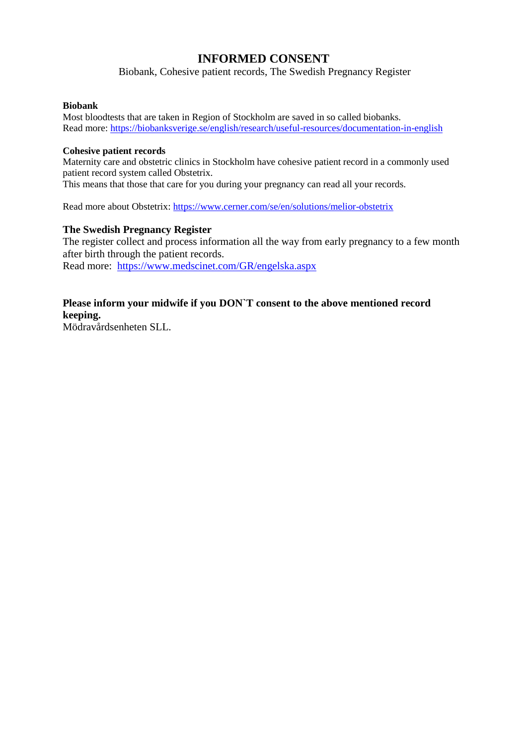# INFORMED CONSENT

Biobank, Cohesive patient records, The Swedish Pregnancy Register

**Biobank**

Most bloodtests that are taken in Region of Stockholm are saved in so called biobanks.
Read more: https://biobanksverige.se/english/research/useful-resources/documentation-in-english

**Cohesive patient records**

Maternity care and obstetric clinics in Stockholm have cohesive patient record in a commonly used patient record system called Obstetrix.
This means that those that care for you during your pregnancy can read all your records.

Read more about Obstetrix: https://www.cerner.com/se/en/solutions/melior-obstetrix

**The Swedish Pregnancy Register**

The register collect and process information all the way from early pregnancy to a few month after birth through the patient records.
Read more: https://www.medscinet.com/GR/engelska.aspx

**Please inform your midwife if you DON`T consent to the above mentioned record keeping.**

Mödravårdsenheten SLL.